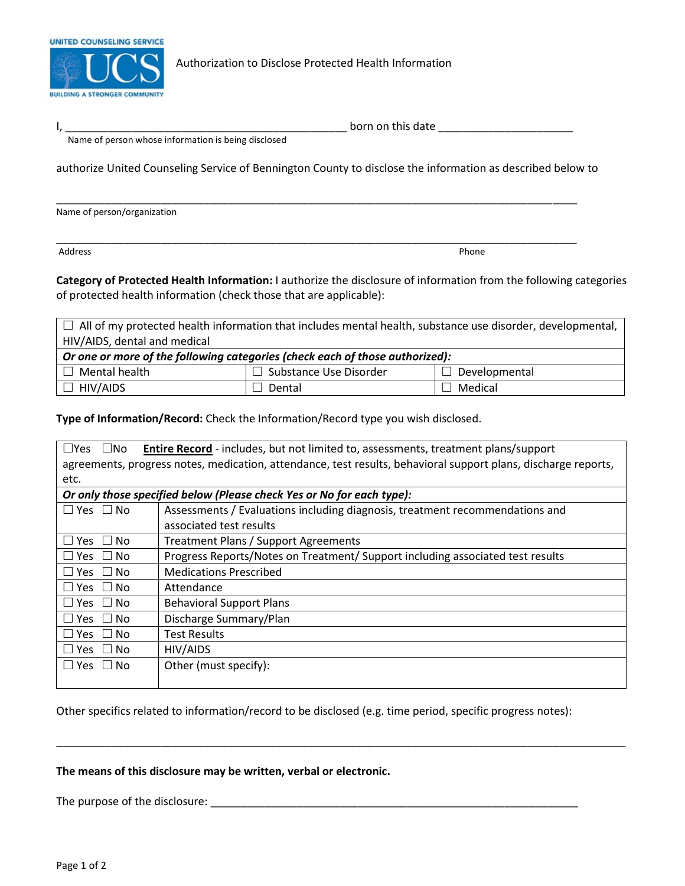UNITED COUNSELING SERVICE
UCS
BUILDING A STRONGER COMMUNITY

Authorization to Disclose Protected Health Information

I, _______________________________________________ born on this date ______________________
Name of person whose information is being disclosed

authorize United Counseling Service of Bennington County to disclose the information as described below to

_____________________________________________________________________________________
Name of person/organization

_____________________________________________________________________________________
Address Phone

**Category of Protected Health Information:** I authorize the disclosure of information from the following categories of protected health information (check those that are applicable):

| ☐ All of my protected health information that includes mental health, substance use disorder, developmental, HIV/AIDS, dental and medical | | |
|---|---|---|
| ***Or one or more of the following categories (check each of those authorized):*** | | |
| ☐ Mental health | ☐ Substance Use Disorder | ☐ Developmental |
| ☐ HIV/AIDS | ☐ Dental | ☐ Medical |

**Type of Information/Record:** Check the Information/Record type you wish disclosed.

| ☐Yes ☐No **Entire Record** - includes, but not limited to, assessments, treatment plans/support agreements, progress notes, medication, attendance, test results, behavioral support plans, discharge reports, etc. | |
|---|---|
| ***Or only those specified below (Please check Yes or No for each type):*** | |
| ☐ Yes ☐ No | Assessments / Evaluations including diagnosis, treatment recommendations and associated test results |
| ☐ Yes ☐ No | Treatment Plans / Support Agreements |
| ☐ Yes ☐ No | Progress Reports/Notes on Treatment/ Support including associated test results |
| ☐ Yes ☐ No | Medications Prescribed |
| ☐ Yes ☐ No | Attendance |
| ☐ Yes ☐ No | Behavioral Support Plans |
| ☐ Yes ☐ No | Discharge Summary/Plan |
| ☐ Yes ☐ No | Test Results |
| ☐ Yes ☐ No | HIV/AIDS |
| ☐ Yes ☐ No | Other (must specify): |

Other specifics related to information/record to be disclosed (e.g. time period, specific progress notes):

_____________________________________________________________________________________

**The means of this disclosure may be written, verbal or electronic.**

The purpose of the disclosure: _______________________________________________________________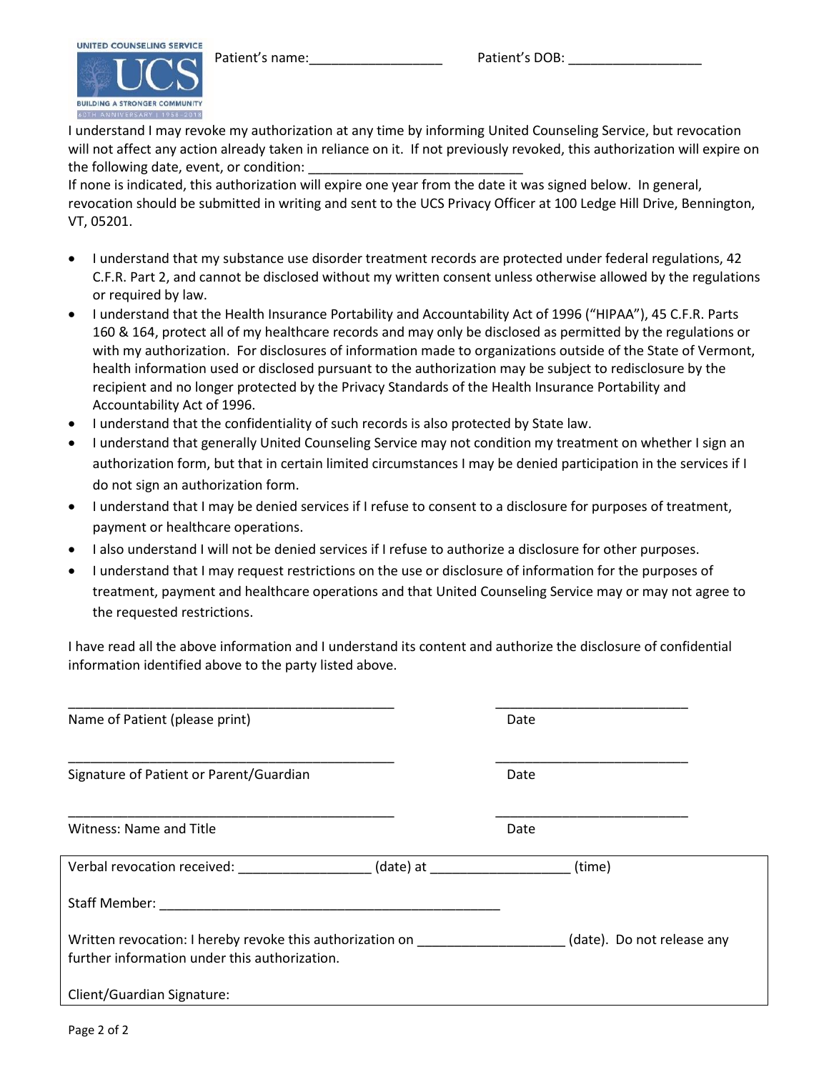Patient's name:_________________ Patient's DOB: _________________

I understand I may revoke my authorization at any time by informing United Counseling Service, but revocation will not affect any action already taken in reliance on it. If not previously revoked, this authorization will expire on the following date, event, or condition: ____________________________

If none is indicated, this authorization will expire one year from the date it was signed below. In general, revocation should be submitted in writing and sent to the UCS Privacy Officer at 100 Ledge Hill Drive, Bennington, VT, 05201.

- I understand that my substance use disorder treatment records are protected under federal regulations, 42 C.F.R. Part 2, and cannot be disclosed without my written consent unless otherwise allowed by the regulations or required by law.
- I understand that the Health Insurance Portability and Accountability Act of 1996 ("HIPAA"), 45 C.F.R. Parts 160 & 164, protect all of my healthcare records and may only be disclosed as permitted by the regulations or with my authorization. For disclosures of information made to organizations outside of the State of Vermont, health information used or disclosed pursuant to the authorization may be subject to redisclosure by the recipient and no longer protected by the Privacy Standards of the Health Insurance Portability and Accountability Act of 1996.
- I understand that the confidentiality of such records is also protected by State law.
- I understand that generally United Counseling Service may not condition my treatment on whether I sign an authorization form, but that in certain limited circumstances I may be denied participation in the services if I do not sign an authorization form.
- I understand that I may be denied services if I refuse to consent to a disclosure for purposes of treatment, payment or healthcare operations.
- I also understand I will not be denied services if I refuse to authorize a disclosure for other purposes.
- I understand that I may request restrictions on the use or disclosure of information for the purposes of treatment, payment and healthcare operations and that United Counseling Service may or may not agree to the requested restrictions.

I have read all the above information and I understand its content and authorize the disclosure of confidential information identified above to the party listed above.

_____________________________________________ __________________________
Name of Patient (please print) Date

_____________________________________________ __________________________
Signature of Patient or Parent/Guardian Date

_____________________________________________ __________________________
Witness: Name and Title Date

Verbal revocation received: _________________ (date) at __________________ (time)

Staff Member: ______________________________________________

Written revocation: I hereby revoke this authorization on ___________________ (date). Do not release any further information under this authorization.

Client/Guardian Signature: